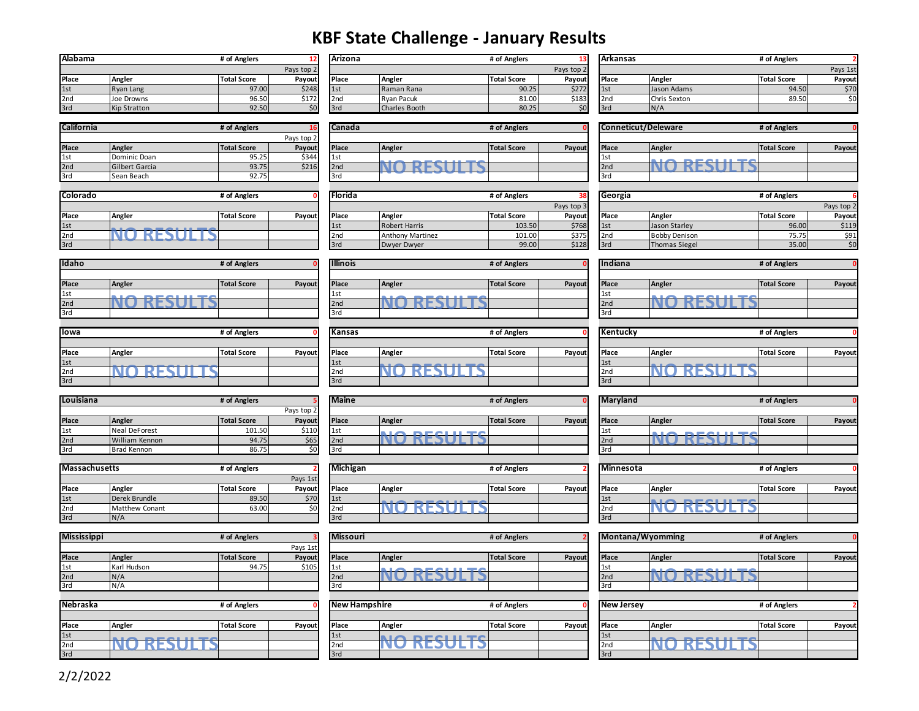# KBF State Challenge - January Results

## Alabama

\# of Anglers: 12 — Pays top 2

| Place | Angler | Total Score | Payout |
|---|---|---|---|
| 1st | Ryan Lang | 97.00 | $248 |
| 2nd | Joe Drowns | 96.50 | $172 |
| 3rd | Kip Stratton | 92.50 | $0 |

## Arizona

\# of Anglers: 13 — Pays top 2

| Place | Angler | Total Score | Payout |
|---|---|---|---|
| 1st | Raman Rana | 90.25 | $272 |
| 2nd | Ryan Pacuk | 81.00 | $183 |
| 3rd | Charles Booth | 80.25 | $0 |

## Arkansas

\# of Anglers: 2 — Pays 1st

| Place | Angler | Total Score | Payout |
|---|---|---|---|
| 1st | Jason Adams | 94.50 | $70 |
| 2nd | Chris Sexton | 89.50 | $0 |
| 3rd | N/A | | |

## California

\# of Anglers: 16 — Pays top 2

| Place | Angler | Total Score | Payout |
|---|---|---|---|
| 1st | Dominic Doan | 95.25 | $344 |
| 2nd | Gilbert Garcia | 93.75 | $216 |
| 3rd | Sean Beach | 92.75 | |

## Canada

\# of Anglers: 0

NO RESULTS

## Conneticut/Deleware

\# of Anglers: 0

NO RESULTS

## Colorado

\# of Anglers: 0

NO RESULTS

## Florida

\# of Anglers: 38 — Pays top 3

| Place | Angler | Total Score | Payout |
|---|---|---|---|
| 1st | Robert Harris | 103.50 | $768 |
| 2nd | Anthony Martinez | 101.00 | $375 |
| 3rd | Dwyer Dwyer | 99.00 | $128 |

## Georgia

\# of Anglers: 6 — Pays top 2

| Place | Angler | Total Score | Payout |
|---|---|---|---|
| 1st | Jason Starley | 96.00 | $119 |
| 2nd | Bobby Denison | 75.75 | $91 |
| 3rd | Thomas Siegel | 35.00 | $0 |

## Idaho

\# of Anglers: 0

NO RESULTS

## Illinois

\# of Anglers: 0

NO RESULTS

## Indiana

\# of Anglers: 0

NO RESULTS

## Iowa

\# of Anglers: 0

NO RESULTS

## Kansas

\# of Anglers: 0

NO RESULTS

## Kentucky

\# of Anglers: 0

NO RESULTS

## Louisiana

\# of Anglers: 5 — Pays top 2

| Place | Angler | Total Score | Payout |
|---|---|---|---|
| 1st | Neal DeForest | 101.50 | $110 |
| 2nd | William Kennon | 94.75 | $65 |
| 3rd | Brad Kennon | 86.75 | $0 |

## Maine

\# of Anglers: 0

NO RESULTS

## Maryland

\# of Anglers: 0

NO RESULTS

## Massachusetts

\# of Anglers: 2 — Pays 1st

| Place | Angler | Total Score | Payout |
|---|---|---|---|
| 1st | Derek Brundle | 89.50 | $70 |
| 2nd | Matthew Conant | 63.00 | $0 |
| 3rd | N/A | | |

## Michigan

\# of Anglers: 2

NO RESULTS

## Minnesota

\# of Anglers: 0

NO RESULTS

## Mississippi

\# of Anglers: 3 — Pays 1st

| Place | Angler | Total Score | Payout |
|---|---|---|---|
| 1st | Karl Hudson | 94.75 | $105 |
| 2nd | N/A | | |
| 3rd | N/A | | |

## Missouri

\# of Anglers: 2

NO RESULTS

## Montana/Wyomming

\# of Anglers: 0

NO RESULTS

## Nebraska

\# of Anglers: 0

NO RESULTS

## New Hampshire

\# of Anglers: 0

NO RESULTS

## New Jersey

\# of Anglers: 2

NO RESULTS

2/2/2022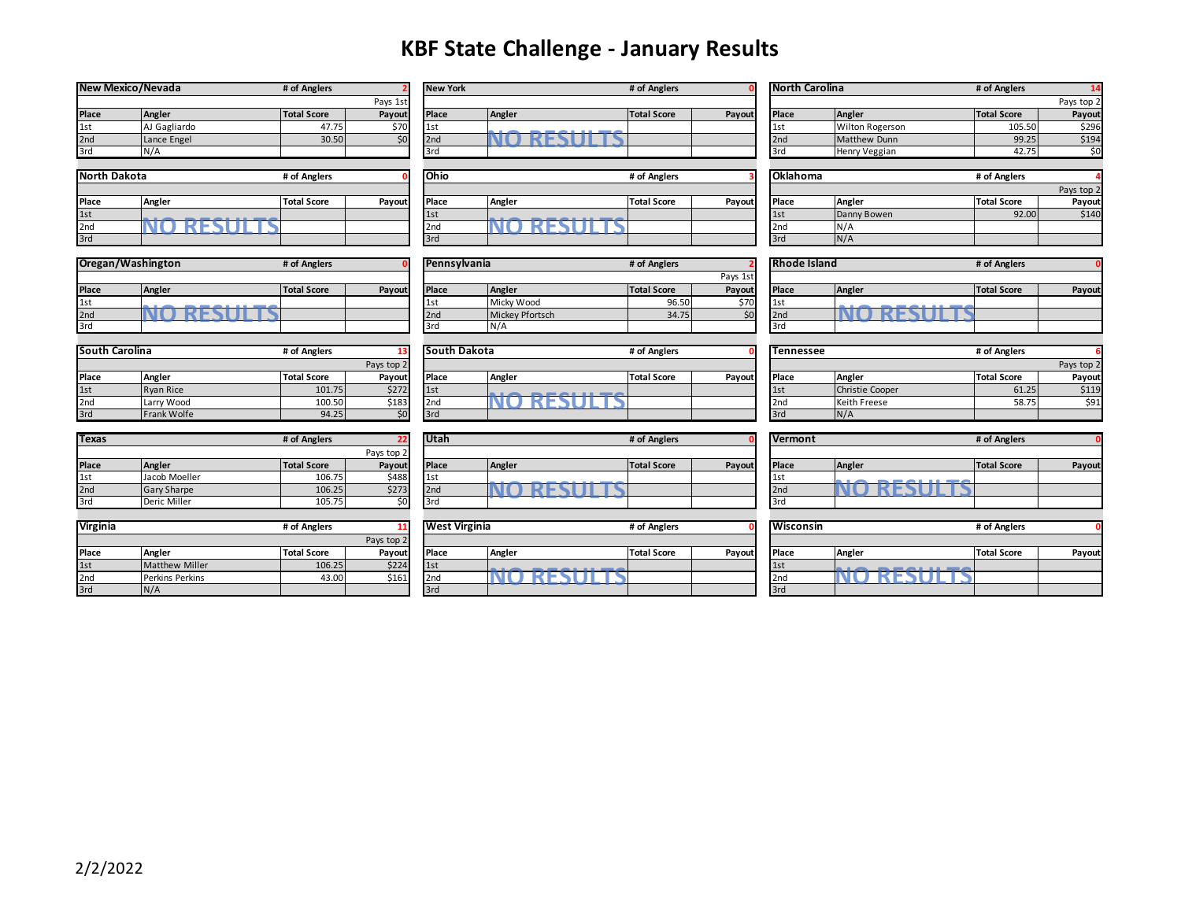# KBF State Challenge - January Results

## New Mexico/Nevada

\# of Anglers: 2

Pays 1st

| Place | Angler | Total Score | Payout |
|---|---|---|---|
| 1st | AJ Gagliardo | 47.75 | $70 |
| 2nd | Lance Engel | 30.50 | $0 |
| 3rd | N/A | | |

## New York

\# of Anglers: 0

| Place | Angler | Total Score | Payout |
|---|---|---|---|
| 1st | NO RESULTS | | |
| 2nd | | | |
| 3rd | | | |

## North Carolina

\# of Anglers: 14

Pays top 2

| Place | Angler | Total Score | Payout |
|---|---|---|---|
| 1st | Wilton Rogerson | 105.50 | $296 |
| 2nd | Matthew Dunn | 99.25 | $194 |
| 3rd | Henry Veggian | 42.75 | $0 |

## North Dakota

\# of Anglers: 0

| Place | Angler | Total Score | Payout |
|---|---|---|---|
| 1st | NO RESULTS | | |
| 2nd | | | |
| 3rd | | | |

## Ohio

\# of Anglers: 3

| Place | Angler | Total Score | Payout |
|---|---|---|---|
| 1st | NO RESULTS | | |
| 2nd | | | |
| 3rd | | | |

## Oklahoma

\# of Anglers: 4

Pays top 2

| Place | Angler | Total Score | Payout |
|---|---|---|---|
| 1st | Danny Bowen | 92.00 | $140 |
| 2nd | N/A | | |
| 3rd | N/A | | |

## Oregon/Washington

\# of Anglers: 0

| Place | Angler | Total Score | Payout |
|---|---|---|---|
| 1st | NO RESULTS | | |
| 2nd | | | |
| 3rd | | | |

## Pennsylvania

\# of Anglers: 2

Pays 1st

| Place | Angler | Total Score | Payout |
|---|---|---|---|
| 1st | Micky Wood | 96.50 | $70 |
| 2nd | Mickey Pfortsch | 34.75 | $0 |
| 3rd | N/A | | |

## Rhode Island

\# of Anglers: 0

| Place | Angler | Total Score | Payout |
|---|---|---|---|
| 1st | NO RESULTS | | |
| 2nd | | | |
| 3rd | | | |

## South Carolina

\# of Anglers: 13

Pays top 2

| Place | Angler | Total Score | Payout |
|---|---|---|---|
| 1st | Ryan Rice | 101.75 | $272 |
| 2nd | Larry Wood | 100.50 | $183 |
| 3rd | Frank Wolfe | 94.25 | $0 |

## South Dakota

\# of Anglers: 0

| Place | Angler | Total Score | Payout |
|---|---|---|---|
| 1st | NO RESULTS | | |
| 2nd | | | |
| 3rd | | | |

## Tennessee

\# of Anglers: 6

Pays top 2

| Place | Angler | Total Score | Payout |
|---|---|---|---|
| 1st | Christie Cooper | 61.25 | $119 |
| 2nd | Keith Freese | 58.75 | $91 |
| 3rd | N/A | | |

## Texas

\# of Anglers: 22

Pays top 2

| Place | Angler | Total Score | Payout |
|---|---|---|---|
| 1st | Jacob Moeller | 106.75 | $488 |
| 2nd | Gary Sharpe | 106.25 | $273 |
| 3rd | Deric Miller | 105.75 | $0 |

## Utah

\# of Anglers: 0

| Place | Angler | Total Score | Payout |
|---|---|---|---|
| 1st | NO RESULTS | | |
| 2nd | | | |
| 3rd | | | |

## Vermont

\# of Anglers: 0

| Place | Angler | Total Score | Payout |
|---|---|---|---|
| 1st | NO RESULTS | | |
| 2nd | | | |
| 3rd | | | |

## Virginia

\# of Anglers: 11

Pays top 2

| Place | Angler | Total Score | Payout |
|---|---|---|---|
| 1st | Matthew Miller | 106.25 | $224 |
| 2nd | Perkins Perkins | 43.00 | $161 |
| 3rd | N/A | | |

## West Virginia

\# of Anglers: 0

| Place | Angler | Total Score | Payout |
|---|---|---|---|
| 1st | NO RESULTS | | |
| 2nd | | | |
| 3rd | | | |

## Wisconsin

\# of Anglers: 0

| Place | Angler | Total Score | Payout |
|---|---|---|---|
| 1st | NO RESULTS | | |
| 2nd | | | |
| 3rd | | | |

2/2/2022